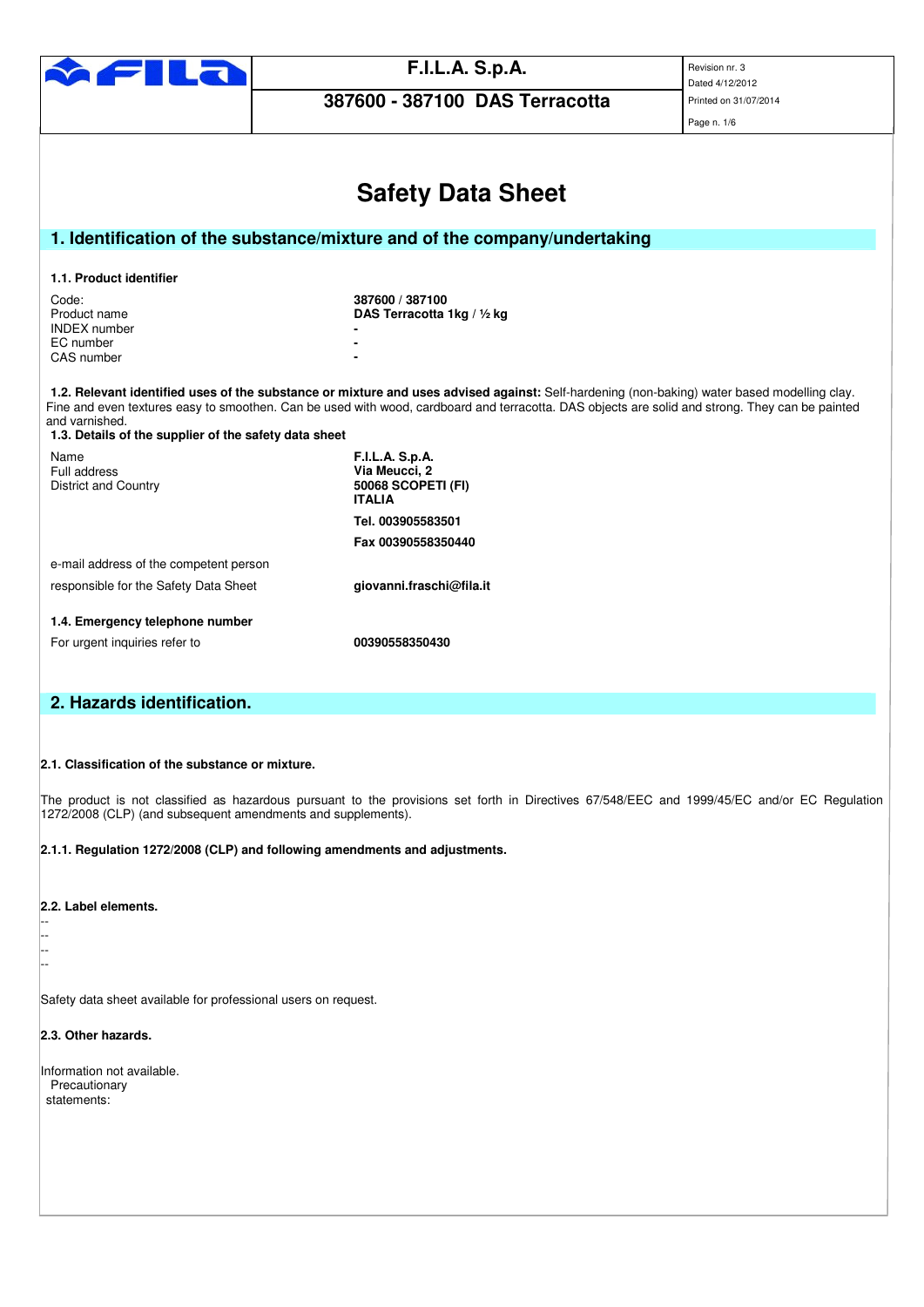# Safety Data Sheet

## 1. Identification of the substance/mixture and of the company/undertaking

### 1.1. Product identifier

| | |
|---|---|
| Code: | **387600 / 387100** |
| Product name | **DAS Terracotta 1kg / ½ kg** |
| INDEX number | **-** |
| EC number | **-** |
| CAS number | **-** |

**1.2. Relevant identified uses of the substance or mixture and uses advised against:** Self-hardening (non-baking) water based modelling clay. Fine and even textures easy to smoothen. Can be used with wood, cardboard and terracotta. DAS objects are solid and strong. They can be painted and varnished.

### 1.3. Details of the supplier of the safety data sheet

| | |
|---|---|
| Name | **F.I.L.A. S.p.A.** |
| Full address | **Via Meucci, 2** |
| District and Country | **50068 SCOPETI (FI)** |
| | **ITALIA** |
| | **Tel. 003905583501** |
| | **Fax 00390558350440** |
| e-mail address of the competent person responsible for the Safety Data Sheet | **giovanni.fraschi@fila.it** |

### 1.4. Emergency telephone number

| | |
|---|---|
| For urgent inquiries refer to | **00390558350430** |

## 2. Hazards identification.

**2.1. Classification of the substance or mixture.**

The product is not classified as hazardous pursuant to the provisions set forth in Directives 67/548/EEC and 1999/45/EC and/or EC Regulation 1272/2008 (CLP) (and subsequent amendments and supplements).

**2.1.1. Regulation 1272/2008 (CLP) and following amendments and adjustments.**

**2.2. Label elements.**

--
--
--
--

Safety data sheet available for professional users on request.

**2.3. Other hazards.**

Information not available.

Precautionary statements: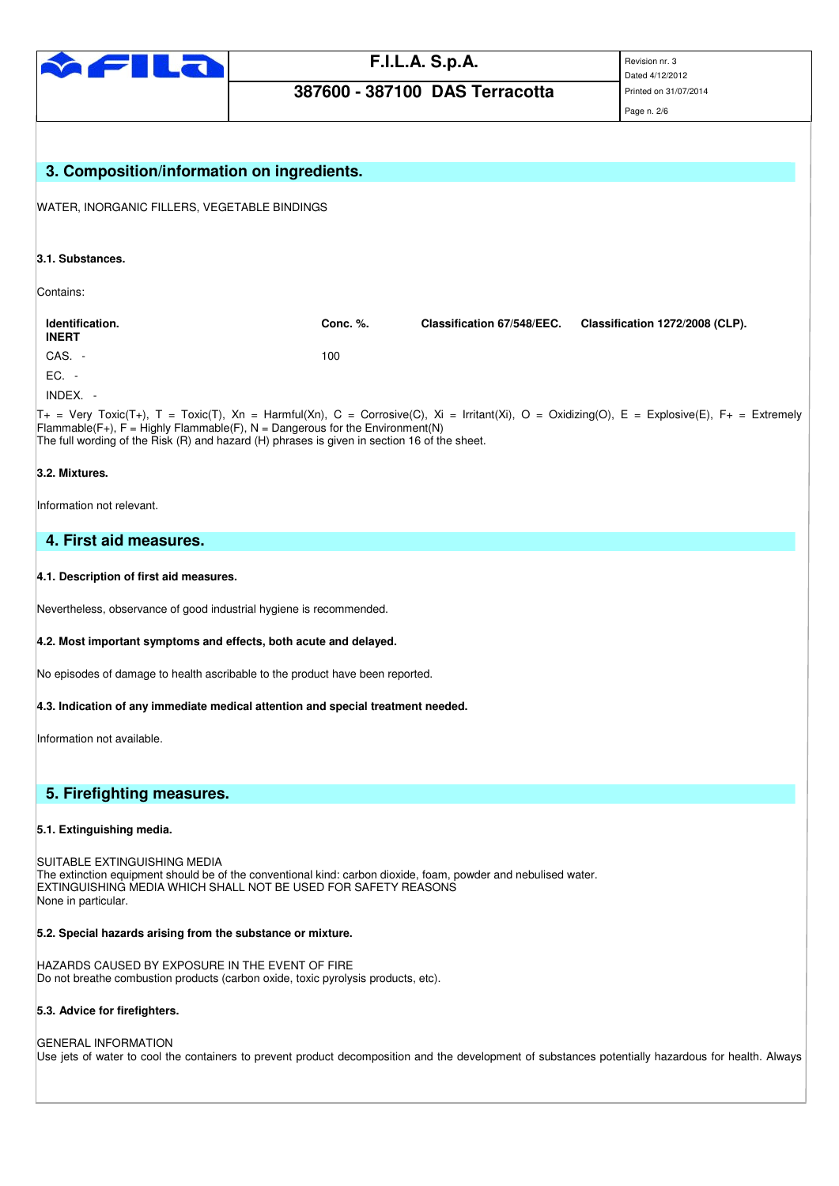## 3. Composition/information on ingredients.

WATER, INORGANIC FILLERS, VEGETABLE BINDINGS

### 3.1. Substances.

Contains:

| Identification. | Conc. %. | Classification 67/548/EEC. | Classification 1272/2008 (CLP). |
|---|---|---|---|
| INERT | | | |
| CAS. - | 100 | | |
| EC. - | | | |
| INDEX. - | | | |

T+ = Very Toxic(T+), T = Toxic(T), Xn = Harmful(Xn), C = Corrosive(C), Xi = Irritant(Xi), O = Oxidizing(O), E = Explosive(E), F+ = Extremely Flammable(F+), F = Highly Flammable(F), N = Dangerous for the Environment(N)
The full wording of the Risk (R) and hazard (H) phrases is given in section 16 of the sheet.

### 3.2. Mixtures.

Information not relevant.

## 4. First aid measures.

### 4.1. Description of first aid measures.

Nevertheless, observance of good industrial hygiene is recommended.

### 4.2. Most important symptoms and effects, both acute and delayed.

No episodes of damage to health ascribable to the product have been reported.

### 4.3. Indication of any immediate medical attention and special treatment needed.

Information not available.

## 5. Firefighting measures.

### 5.1. Extinguishing media.

SUITABLE EXTINGUISHING MEDIA
The extinction equipment should be of the conventional kind: carbon dioxide, foam, powder and nebulised water.
EXTINGUISHING MEDIA WHICH SHALL NOT BE USED FOR SAFETY REASONS
None in particular.

### 5.2. Special hazards arising from the substance or mixture.

HAZARDS CAUSED BY EXPOSURE IN THE EVENT OF FIRE
Do not breathe combustion products (carbon oxide, toxic pyrolysis products, etc).

### 5.3. Advice for firefighters.

GENERAL INFORMATION
Use jets of water to cool the containers to prevent product decomposition and the development of substances potentially hazardous for health. Always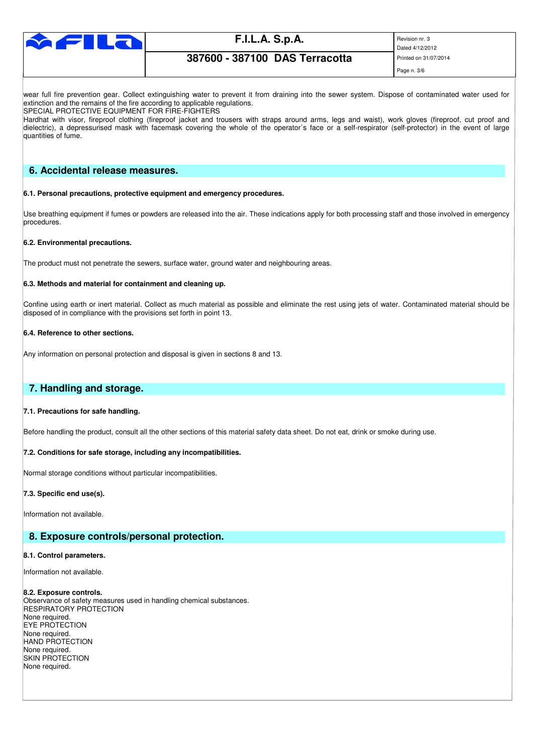wear full fire prevention gear. Collect extinguishing water to prevent it from draining into the sewer system. Dispose of contaminated water used for extinction and the remains of the fire according to applicable regulations.
SPECIAL PROTECTIVE EQUIPMENT FOR FIRE-FIGHTERS
Hardhat with visor, fireproof clothing (fireproof jacket and trousers with straps around arms, legs and waist), work gloves (fireproof, cut proof and dielectric), a depressurised mask with facemask covering the whole of the operator`s face or a self-respirator (self-protector) in the event of large quantities of fume.

## 6. Accidental release measures.

**6.1. Personal precautions, protective equipment and emergency procedures.**

Use breathing equipment if fumes or powders are released into the air. These indications apply for both processing staff and those involved in emergency procedures.

**6.2. Environmental precautions.**

The product must not penetrate the sewers, surface water, ground water and neighbouring areas.

**6.3. Methods and material for containment and cleaning up.**

Confine using earth or inert material. Collect as much material as possible and eliminate the rest using jets of water. Contaminated material should be disposed of in compliance with the provisions set forth in point 13.

**6.4. Reference to other sections.**

Any information on personal protection and disposal is given in sections 8 and 13.

## 7. Handling and storage.

**7.1. Precautions for safe handling.**

Before handling the product, consult all the other sections of this material safety data sheet. Do not eat, drink or smoke during use.

**7.2. Conditions for safe storage, including any incompatibilities.**

Normal storage conditions without particular incompatibilities.

**7.3. Specific end use(s).**

Information not available.

## 8. Exposure controls/personal protection.

**8.1. Control parameters.**

Information not available.

**8.2. Exposure controls.**
Observance of safety measures used in handling chemical substances.
RESPIRATORY PROTECTION
None required.
EYE PROTECTION
None required.
HAND PROTECTION
None required.
SKIN PROTECTION
None required.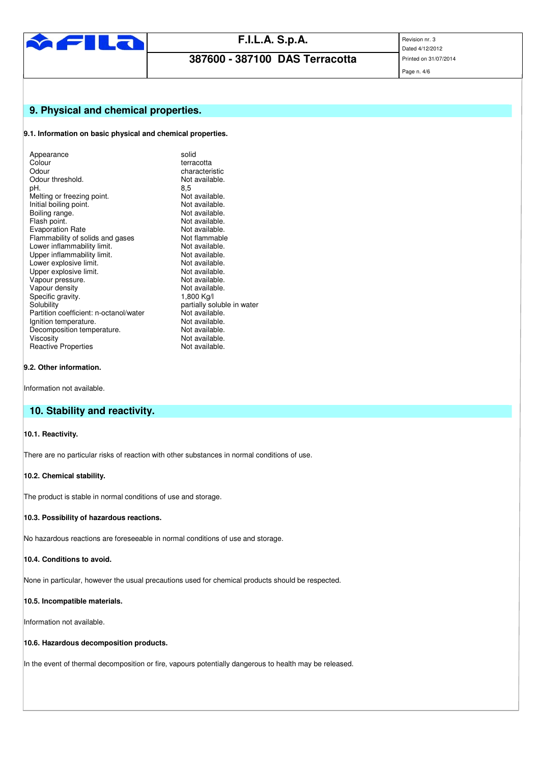## 9. Physical and chemical properties.

### 9.1. Information on basic physical and chemical properties.

| Property | Value |
|---|---|
| Appearance | solid |
| Colour | terracotta |
| Odour | characteristic |
| Odour threshold. | Not available. |
| pH. | 8,5 |
| Melting or freezing point. | Not available. |
| Initial boiling point. | Not available. |
| Boiling range. | Not available. |
| Flash point. | Not available. |
| Evaporation Rate | Not available. |
| Flammability of solids and gases | Not flammable |
| Lower inflammability limit. | Not available. |
| Upper inflammability limit. | Not available. |
| Lower explosive limit. | Not available. |
| Upper explosive limit. | Not available. |
| Vapour pressure. | Not available. |
| Vapour density | Not available. |
| Specific gravity. | 1,800 Kg/l |
| Solubility | partially soluble in water |
| Partition coefficient: n-octanol/water | Not available. |
| Ignition temperature. | Not available. |
| Decomposition temperature. | Not available. |
| Viscosity | Not available. |
| Reactive Properties | Not available. |

### 9.2. Other information.

Information not available.

## 10. Stability and reactivity.

### 10.1. Reactivity.

There are no particular risks of reaction with other substances in normal conditions of use.

### 10.2. Chemical stability.

The product is stable in normal conditions of use and storage.

### 10.3. Possibility of hazardous reactions.

No hazardous reactions are foreseeable in normal conditions of use and storage.

### 10.4. Conditions to avoid.

None in particular, however the usual precautions used for chemical products should be respected.

### 10.5. Incompatible materials.

Information not available.

### 10.6. Hazardous decomposition products.

In the event of thermal decomposition or fire, vapours potentially dangerous to health may be released.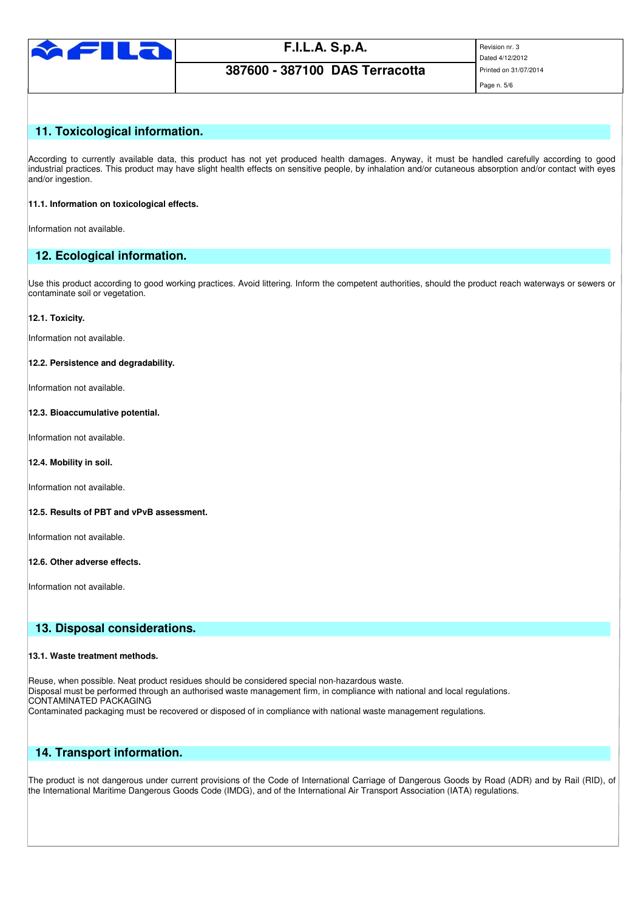## 11. Toxicological information.

According to currently available data, this product has not yet produced health damages. Anyway, it must be handled carefully according to good industrial practices. This product may have slight health effects on sensitive people, by inhalation and/or cutaneous absorption and/or contact with eyes and/or ingestion.

**11.1. Information on toxicological effects.**

Information not available.

## 12. Ecological information.

Use this product according to good working practices. Avoid littering. Inform the competent authorities, should the product reach waterways or sewers or contaminate soil or vegetation.

**12.1. Toxicity.**

Information not available.

**12.2. Persistence and degradability.**

Information not available.

**12.3. Bioaccumulative potential.**

Information not available.

**12.4. Mobility in soil.**

Information not available.

**12.5. Results of PBT and vPvB assessment.**

Information not available.

**12.6. Other adverse effects.**

Information not available.

## 13. Disposal considerations.

**13.1. Waste treatment methods.**

Reuse, when possible. Neat product residues should be considered special non-hazardous waste.
Disposal must be performed through an authorised waste management firm, in compliance with national and local regulations.
CONTAMINATED PACKAGING
Contaminated packaging must be recovered or disposed of in compliance with national waste management regulations.

## 14. Transport information.

The product is not dangerous under current provisions of the Code of International Carriage of Dangerous Goods by Road (ADR) and by Rail (RID), of the International Maritime Dangerous Goods Code (IMDG), and of the International Air Transport Association (IATA) regulations.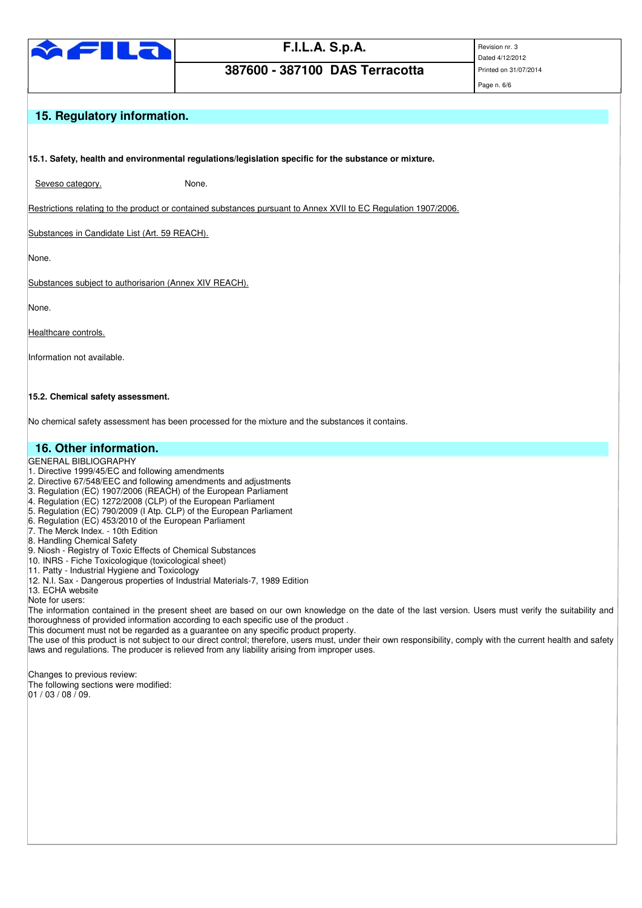## 15. Regulatory information.

**15.1. Safety, health and environmental regulations/legislation specific for the substance or mixture.**

Seveso category. None.

Restrictions relating to the product or contained substances pursuant to Annex XVII to EC Regulation 1907/2006.

Substances in Candidate List (Art. 59 REACH).

None.

Substances subject to authorisarion (Annex XIV REACH).

None.

Healthcare controls.

Information not available.

**15.2. Chemical safety assessment.**

No chemical safety assessment has been processed for the mixture and the substances it contains.

## 16. Other information.

GENERAL BIBLIOGRAPHY

1. Directive 1999/45/EC and following amendments
2. Directive 67/548/EEC and following amendments and adjustments
3. Regulation (EC) 1907/2006 (REACH) of the European Parliament
4. Regulation (EC) 1272/2008 (CLP) of the European Parliament
5. Regulation (EC) 790/2009 (I Atp. CLP) of the European Parliament
6. Regulation (EC) 453/2010 of the European Parliament
7. The Merck Index. - 10th Edition
8. Handling Chemical Safety
9. Niosh - Registry of Toxic Effects of Chemical Substances
10. INRS - Fiche Toxicologique (toxicological sheet)
11. Patty - Industrial Hygiene and Toxicology
12. N.I. Sax - Dangerous properties of Industrial Materials-7, 1989 Edition
13. ECHA website

Note for users:
The information contained in the present sheet are based on our own knowledge on the date of the last version. Users must verify the suitability and thoroughness of provided information according to each specific use of the product .
This document must not be regarded as a guarantee on any specific product property.
The use of this product is not subject to our direct control; therefore, users must, under their own responsibility, comply with the current health and safety laws and regulations. The producer is relieved from any liability arising from improper uses.

Changes to previous review:
The following sections were modified:
01 / 03 / 08 / 09.